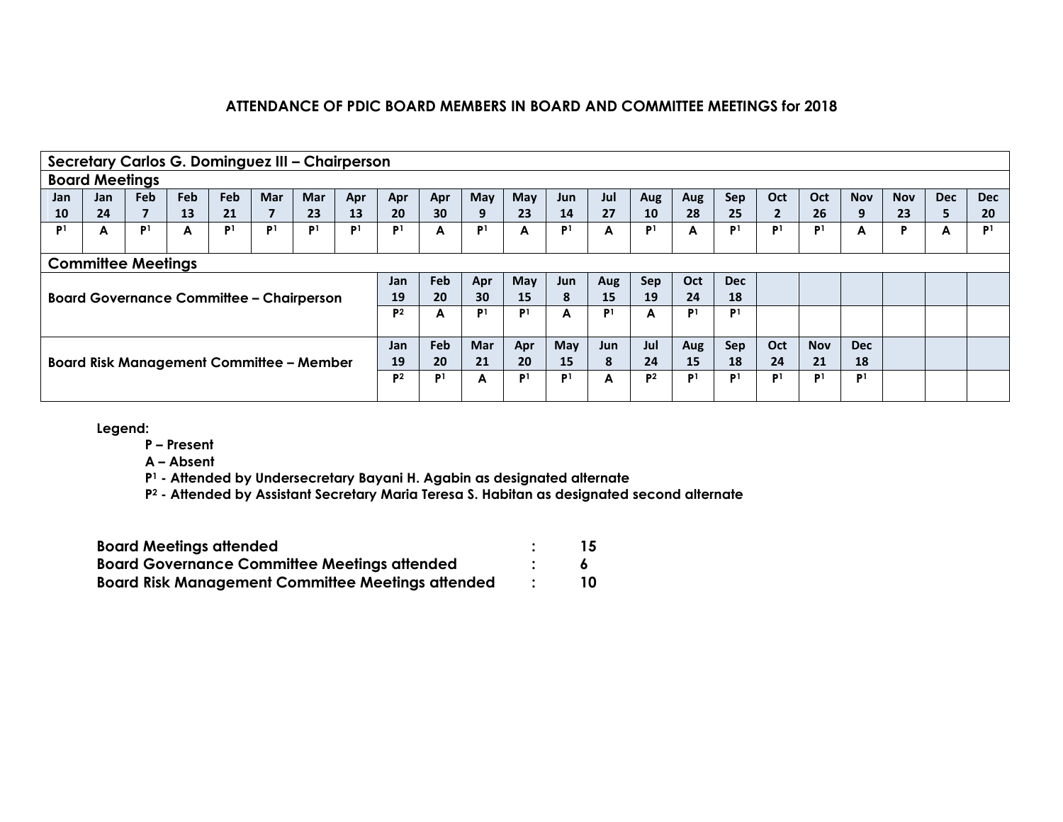# ATTENDANCE OF PDIC BOARD MEMBERS IN BOARD AND COMMITTEE MEETINGS for 2018

## Secretary Carlos G. Dominguez III – Chairperson

### Board Meetings

| Jan 10 | Jan 24 | Feb 7 | Feb 13 | Feb 21 | Mar 7 | Mar 23 | Apr 13 | Apr 20 | Apr 30 | May 9 | May 23 | Jun 14 | Jul 27 | Aug 10 | Aug 28 | Sep 25 | Oct 2 | Oct 26 | Nov 9 | Nov 23 | Dec 5 | Dec 20 |
|---|---|---|---|---|---|---|---|---|---|---|---|---|---|---|---|---|---|---|---|---|---|---|
| P[1] | A | P[1] | A | P[1] | P[1] | P[1] | P[1] | P[1] | A | P[1] | A | P[1] | A | P[1] | A | P[1] | P[1] | P[1] | A | P | A | P[1] |

### Committee Meetings

**Board Governance Committee – Chairperson**

| Jan 19 | Feb 20 | Apr 30 | May 15 | Jun 8 | Aug 15 | Sep 19 | Oct 24 | Dec 18 |
|---|---|---|---|---|---|---|---|---|
| P[2] | A | P[1] | P[1] | A | P[1] | A | P[1] | P[1] |

**Board Risk Management Committee – Member**

| Jan 19 | Feb 20 | Mar 21 | Apr 20 | May 15 | Jun 8 | Jul 24 | Aug 15 | Sep 18 | Oct 24 | Nov 21 | Dec 18 |
|---|---|---|---|---|---|---|---|---|---|---|---|
| P[2] | P[1] | A | P[1] | P[1] | A | P[2] | P[1] | P[1] | P[1] | P[1] | P[1] |

**Legend:**

- **P – Present**
- **A – Absent**
- **P[1] - Attended by Undersecretary Bayani H. Agabin as designated alternate**
- **P[2] - Attended by Assistant Secretary Maria Teresa S. Habitan as designated second alternate**

| | | |
|---|---|---|
| **Board Meetings attended** | **:** | **15** |
| **Board Governance Committee Meetings attended** | **:** | **6** |
| **Board Risk Management Committee Meetings attended** | **:** | **10** |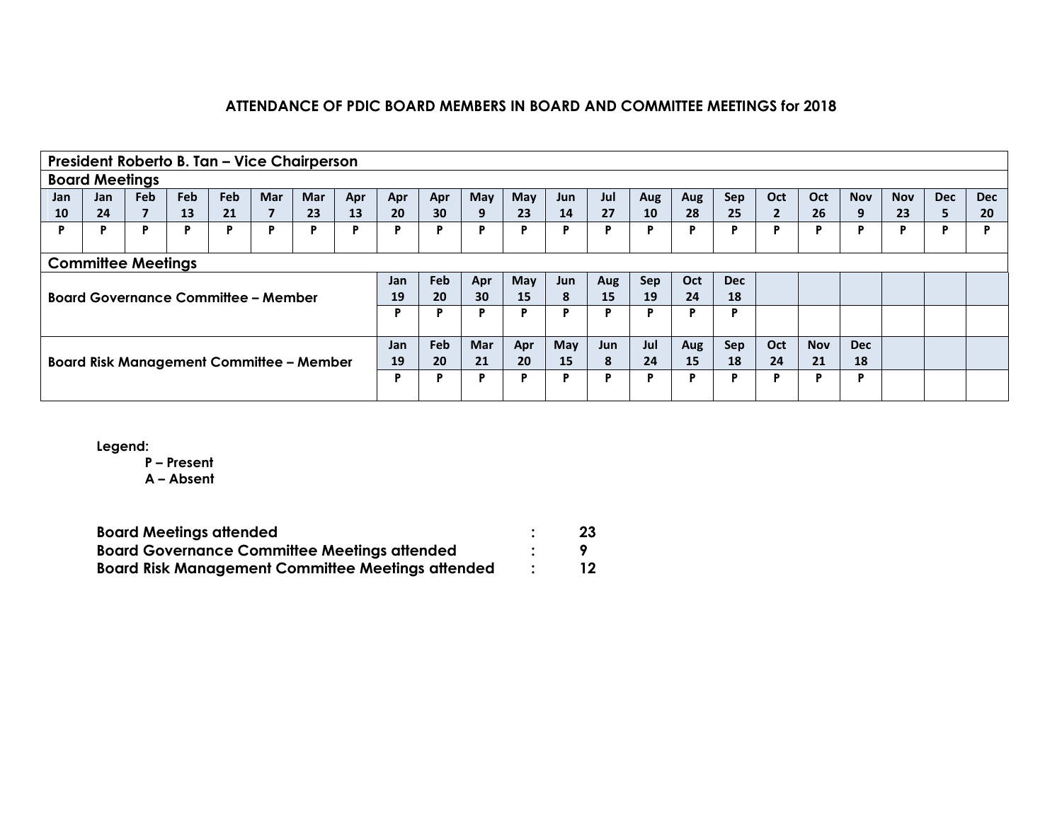# ATTENDANCE OF PDIC BOARD MEMBERS IN BOARD AND COMMITTEE MEETINGS for 2018

## President Roberto B. Tan – Vice Chairperson

### Board Meetings

| Jan 10 | Jan 24 | Feb 7 | Feb 13 | Feb 21 | Mar 7 | Mar 23 | Apr 13 | Apr 20 | Apr 30 | May 9 | May 23 | Jun 14 | Jul 27 | Aug 10 | Aug 28 | Sep 25 | Oct 2 | Oct 26 | Nov 9 | Nov 23 | Dec 5 | Dec 20 |
|---|---|---|---|---|---|---|---|---|---|---|---|---|---|---|---|---|---|---|---|---|---|---|
| P | P | P | P | P | P | P | P | P | P | P | P | P | P | P | P | P | P | P | P | P | P | P |

### Committee Meetings

**Board Governance Committee – Member**

| Jan 19 | Feb 20 | Apr 30 | May 15 | Jun 8 | Aug 15 | Sep 19 | Oct 24 | Dec 18 |
|---|---|---|---|---|---|---|---|---|
| P | P | P | P | P | P | P | P | P |

**Board Risk Management Committee – Member**

| Jan 19 | Feb 20 | Mar 21 | Apr 20 | May 15 | Jun 8 | Jul 24 | Aug 15 | Sep 18 | Oct 24 | Nov 21 | Dec 18 |
|---|---|---|---|---|---|---|---|---|---|---|---|
| P | P | P | P | P | P | P | P | P | P | P | P |

**Legend:**

**P – Present**
**A – Absent**

| | | |
|---|---|---|
| **Board Meetings attended** | : | **23** |
| **Board Governance Committee Meetings attended** | : | **9** |
| **Board Risk Management Committee Meetings attended** | : | **12** |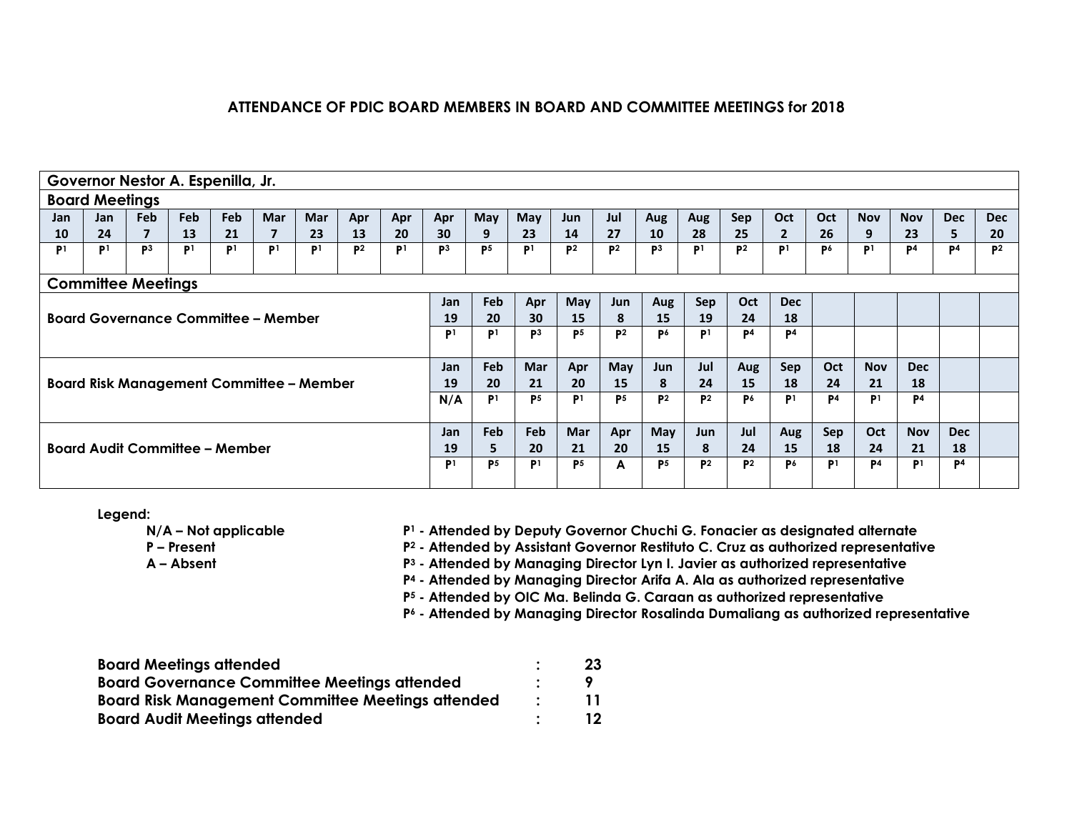# ATTENDANCE OF PDIC BOARD MEMBERS IN BOARD AND COMMITTEE MEETINGS for 2018

## Governor Nestor A. Espenilla, Jr.

### Board Meetings

| Jan 10 | Jan 24 | Feb 7 | Feb 13 | Feb 21 | Mar 7 | Mar 23 | Apr 13 | Apr 20 | Apr 30 | May 9 | May 23 | Jun 14 | Jul 27 | Aug 10 | Aug 28 | Sep 25 | Oct 2 | Oct 26 | Nov 9 | Nov 23 | Dec 5 | Dec 20 |
|---|---|---|---|---|---|---|---|---|---|---|---|---|---|---|---|---|---|---|---|---|---|---|
| P[1] | P[1] | P[3] | P[1] | P[1] | P[1] | P[1] | P[2] | P[1] | P[3] | P[5] | P[1] | P[2] | P[2] | P[3] | P[1] | P[2] | P[1] | P[6] | P[1] | P[4] | P[4] | P[2] |

### Committee Meetings

**Board Governance Committee – Member**

| Jan 19 | Feb 20 | Apr 30 | May 15 | Jun 8 | Aug 15 | Sep 19 | Oct 24 | Dec 18 |
|---|---|---|---|---|---|---|---|---|
| P[1] | P[1] | P[3] | P[5] | P[2] | P[6] | P[1] | P[4] | P[4] |

**Board Risk Management Committee – Member**

| Jan 19 | Feb 20 | Mar 21 | Apr 20 | May 15 | Jun 8 | Jul 24 | Aug 15 | Sep 18 | Oct 24 | Nov 21 | Dec 18 |
|---|---|---|---|---|---|---|---|---|---|---|---|
| N/A | P[1] | P[5] | P[1] | P[5] | P[2] | P[2] | P[6] | P[1] | P[4] | P[1] | P[4] |

**Board Audit Committee – Member**

| Jan 19 | Feb 5 | Feb 20 | Mar 21 | Apr 20 | May 15 | Jun 8 | Jul 24 | Aug 15 | Sep 18 | Oct 24 | Nov 21 | Dec 18 |
|---|---|---|---|---|---|---|---|---|---|---|---|---|
| P[1] | P[5] | P[1] | P[5] | A | P[5] | P[2] | P[2] | P[6] | P[1] | P[4] | P[1] | P[4] |

**Legend:**

N/A – Not applicable
P – Present
A – Absent

P[1] - Attended by Deputy Governor Chuchi G. Fonacier as designated alternate
P[2] - Attended by Assistant Governor Restituto C. Cruz as authorized representative
P[3] - Attended by Managing Director Lyn I. Javier as authorized representative
P[4] - Attended by Managing Director Arifa A. Ala as authorized representative
P[5] - Attended by OIC Ma. Belinda G. Caraan as authorized representative
P[6] - Attended by Managing Director Rosalinda Dumaliang as authorized representative

**Board Meetings attended : 23**
**Board Governance Committee Meetings attended : 9**
**Board Risk Management Committee Meetings attended : 11**
**Board Audit Meetings attended : 12**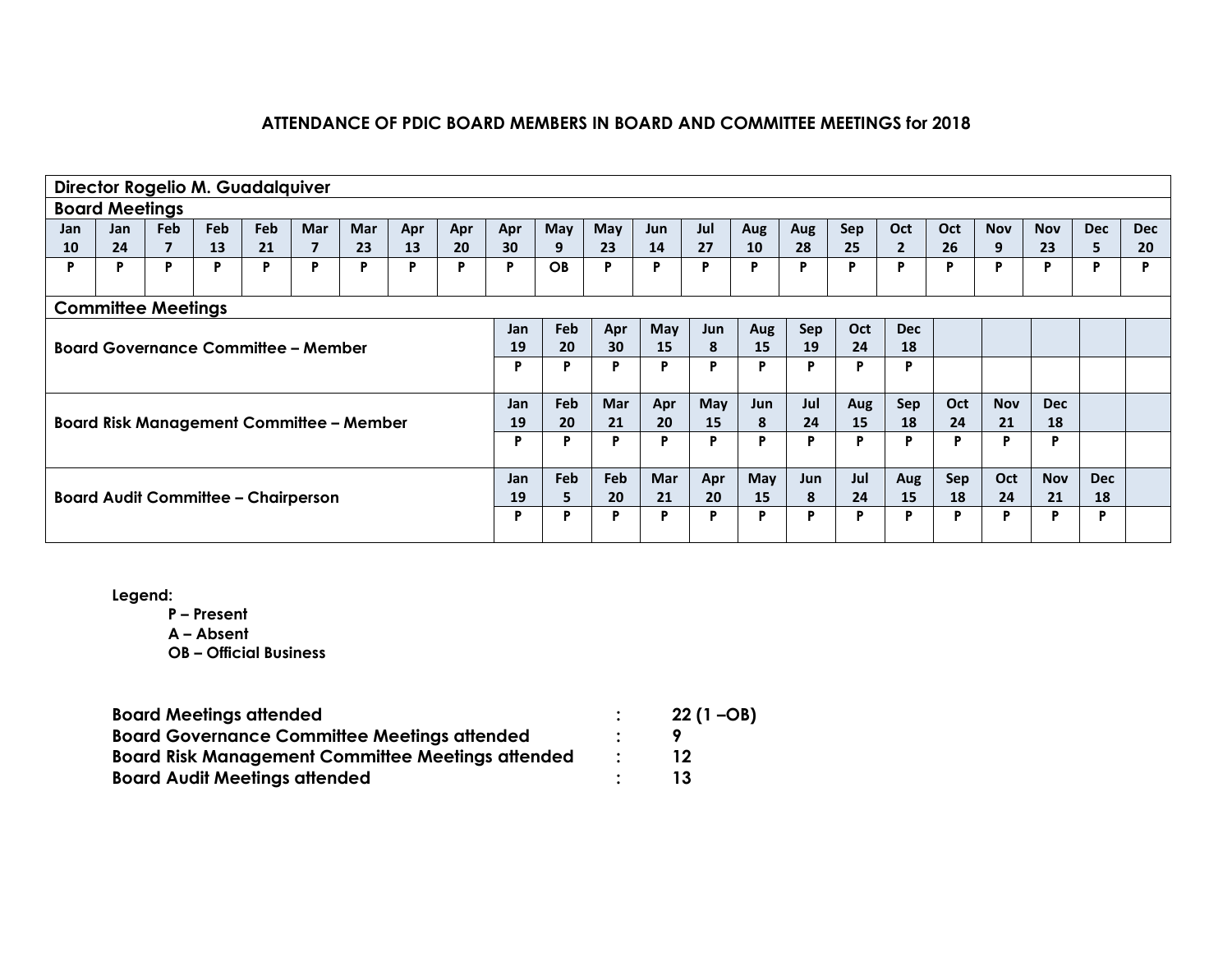### ATTENDANCE OF PDIC BOARD MEMBERS IN BOARD AND COMMITTEE MEETINGS for 2018

**Director Rogelio M. Guadalquiver**

**Board Meetings**

| Jan 10 | Jan 24 | Feb 7 | Feb 13 | Feb 21 | Mar 7 | Mar 23 | Apr 13 | Apr 20 | Apr 30 | May 9 | May 23 | Jun 14 | Jul 27 | Aug 10 | Aug 28 | Sep 25 | Oct 2 | Oct 26 | Nov 9 | Nov 23 | Dec 5 | Dec 20 |
|---|---|---|---|---|---|---|---|---|---|---|---|---|---|---|---|---|---|---|---|---|---|---|
| P | P | P | P | P | P | P | P | P | P | OB | P | P | P | P | P | P | P | P | P | P | P | P |

**Committee Meetings**

**Board Governance Committee – Member**

| Jan 19 | Feb 20 | Apr 30 | May 15 | Jun 8 | Aug 15 | Sep 19 | Oct 24 | Dec 18 |
|---|---|---|---|---|---|---|---|---|
| P | P | P | P | P | P | P | P | P |

**Board Risk Management Committee – Member**

| Jan 19 | Feb 20 | Mar 21 | Apr 20 | May 15 | Jun 8 | Jul 24 | Aug 15 | Sep 18 | Oct 24 | Nov 21 | Dec 18 |
|---|---|---|---|---|---|---|---|---|---|---|---|
| P | P | P | P | P | P | P | P | P | P | P | P |

**Board Audit Committee – Chairperson**

| Jan 19 | Feb 5 | Feb 20 | Mar 21 | Apr 20 | May 15 | Jun 8 | Jul 24 | Aug 15 | Sep 18 | Oct 24 | Nov 21 | Dec 18 |
|---|---|---|---|---|---|---|---|---|---|---|---|---|
| P | P | P | P | P | P | P | P | P | P | P | P | P |

**Legend:**

- **P – Present**
- **A – Absent**
- **OB – Official Business**

| | | |
|---|---|---|
| **Board Meetings attended** | **:** | **22 (1 –OB)** |
| **Board Governance Committee Meetings attended** | **:** | **9** |
| **Board Risk Management Committee Meetings attended** | **:** | **12** |
| **Board Audit Meetings attended** | **:** | **13** |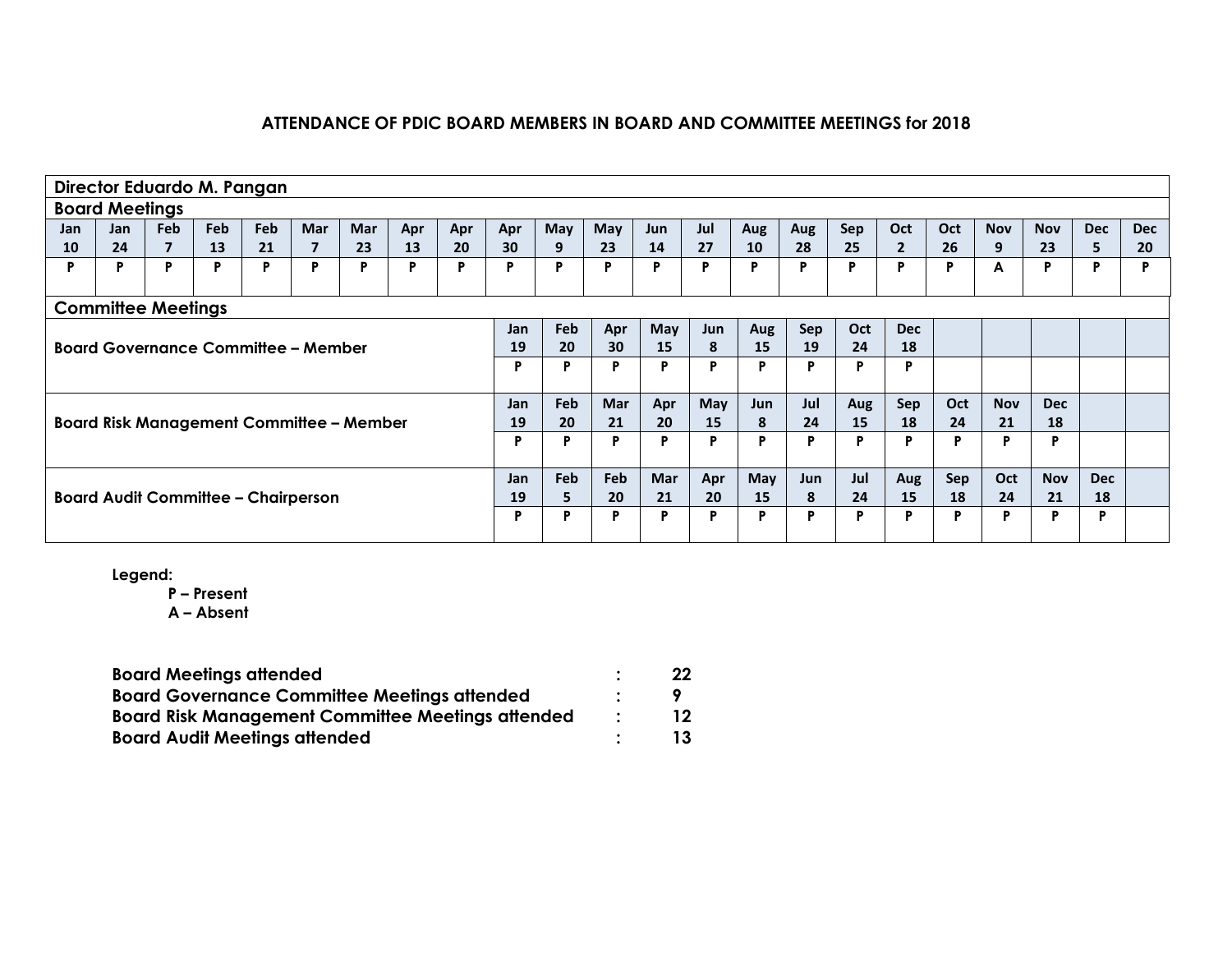**ATTENDANCE OF PDIC BOARD MEMBERS IN BOARD AND COMMITTEE MEETINGS for 2018**

**Director Eduardo M. Pangan**

**Board Meetings**

| Jan 10 | Jan 24 | Feb 7 | Feb 13 | Feb 21 | Mar 7 | Mar 23 | Apr 13 | Apr 20 | Apr 30 | May 9 | May 23 | Jun 14 | Jul 27 | Aug 10 | Aug 28 | Sep 25 | Oct 2 | Oct 26 | Nov 9 | Nov 23 | Dec 5 | Dec 20 |
|---|---|---|---|---|---|---|---|---|---|---|---|---|---|---|---|---|---|---|---|---|---|---|
| P | P | P | P | P | P | P | P | P | P | P | P | P | P | P | P | P | P | P | A | P | P | P |

**Committee Meetings**

**Board Governance Committee – Member**

| Jan 19 | Feb 20 | Apr 30 | May 15 | Jun 8 | Aug 15 | Sep 19 | Oct 24 | Dec 18 |
|---|---|---|---|---|---|---|---|---|
| P | P | P | P | P | P | P | P | P |

**Board Risk Management Committee – Member**

| Jan 19 | Feb 20 | Mar 21 | Apr 20 | May 15 | Jun 8 | Jul 24 | Aug 15 | Sep 18 | Oct 24 | Nov 21 | Dec 18 |
|---|---|---|---|---|---|---|---|---|---|---|---|
| P | P | P | P | P | P | P | P | P | P | P | P |

**Board Audit Committee – Chairperson**

| Jan 19 | Feb 5 | Feb 20 | Mar 21 | Apr 20 | May 15 | Jun 8 | Jul 24 | Aug 15 | Sep 18 | Oct 24 | Nov 21 | Dec 18 |
|---|---|---|---|---|---|---|---|---|---|---|---|---|
| P | P | P | P | P | P | P | P | P | P | P | P | P |

**Legend:**

- **P – Present**
- **A – Absent**

| | | |
|---|---|---|
| **Board Meetings attended** | **:** | **22** |
| **Board Governance Committee Meetings attended** | **:** | **9** |
| **Board Risk Management Committee Meetings attended** | **:** | **12** |
| **Board Audit Meetings attended** | **:** | **13** |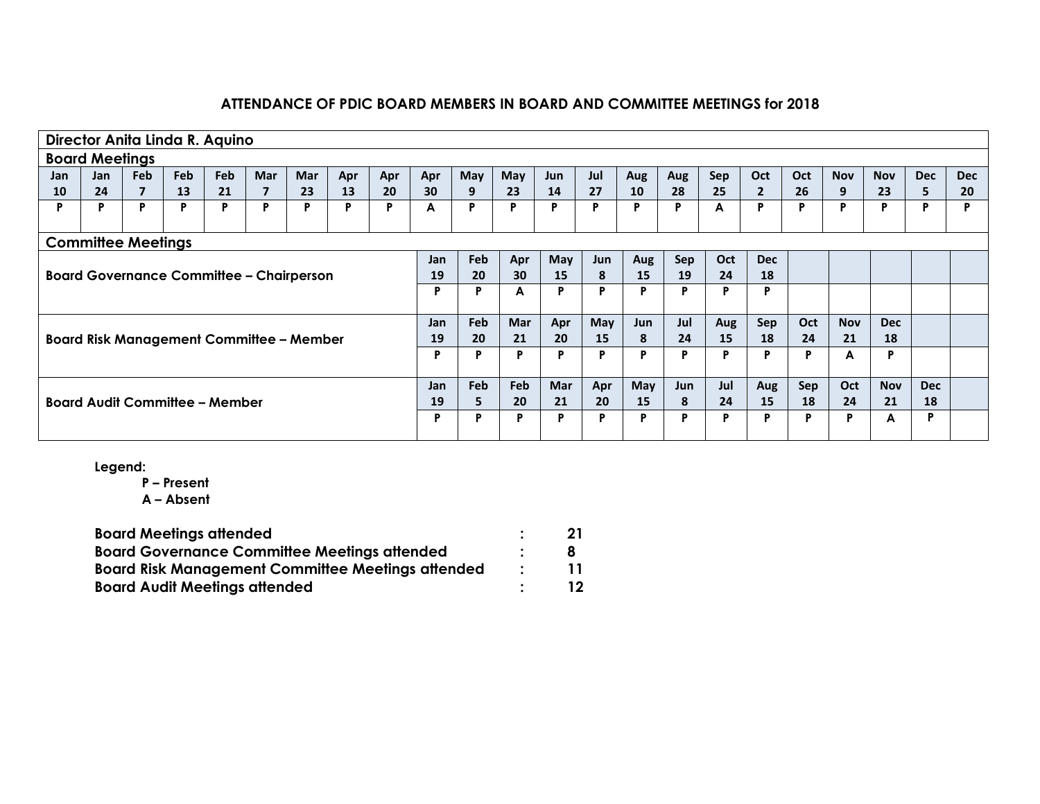### ATTENDANCE OF PDIC BOARD MEMBERS IN BOARD AND COMMITTEE MEETINGS for 2018

**Director Anita Linda R. Aquino**

**Board Meetings**

| Jan 10 | Jan 24 | Feb 7 | Feb 13 | Feb 21 | Mar 7 | Mar 23 | Apr 13 | Apr 20 | Apr 30 | May 9 | May 23 | Jun 14 | Jul 27 | Aug 10 | Aug 28 | Sep 25 | Oct 2 | Oct 26 | Nov 9 | Nov 23 | Dec 5 | Dec 20 |
|---|---|---|---|---|---|---|---|---|---|---|---|---|---|---|---|---|---|---|---|---|---|---|
| P | P | P | P | P | P | P | P | P | A | P | P | P | P | P | P | A | P | P | P | P | P | P |

**Committee Meetings**

| Committee | | | | | | | | | | | | | |
|---|---|---|---|---|---|---|---|---|---|---|---|---|---|
| Board Governance Committee – Chairperson | Jan 19 | Feb 20 | Apr 30 | May 15 | Jun 8 | Aug 15 | Sep 19 | Oct 24 | Dec 18 | | | | |
| | P | P | A | P | P | P | P | P | P | | | | |
| Board Risk Management Committee – Member | Jan 19 | Feb 20 | Mar 21 | Apr 20 | May 15 | Jun 8 | Jul 24 | Aug 15 | Sep 18 | Oct 24 | Nov 21 | Dec 18 | |
| | P | P | P | P | P | P | P | P | P | P | A | P | |
| Board Audit Committee – Member | Jan 19 | Feb 5 | Feb 20 | Mar 21 | Apr 20 | May 15 | Jun 8 | Jul 24 | Aug 15 | Sep 18 | Oct 24 | Nov 21 | Dec 18 |
| | P | P | P | P | P | P | P | P | P | P | P | A | P |

**Legend:**

- **P – Present**
- **A – Absent**

| | | |
|---|---|---|
| **Board Meetings attended** | : | **21** |
| **Board Governance Committee Meetings attended** | : | **8** |
| **Board Risk Management Committee Meetings attended** | : | **11** |
| **Board Audit Meetings attended** | : | **12** |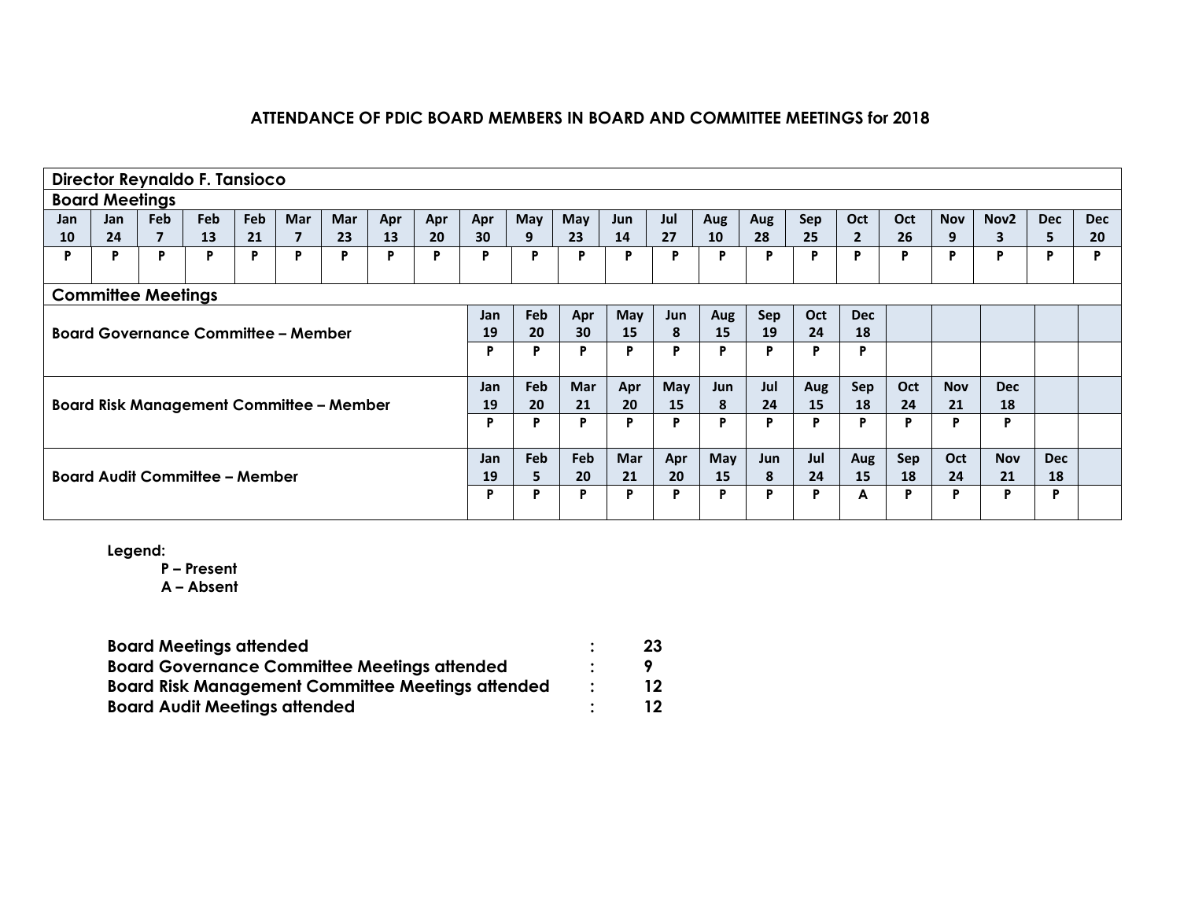# ATTENDANCE OF PDIC BOARD MEMBERS IN BOARD AND COMMITTEE MEETINGS for 2018

**Director Reynaldo F. Tansioco**

**Board Meetings**

| Jan 10 | Jan 24 | Feb 7 | Feb 13 | Feb 21 | Mar 7 | Mar 23 | Apr 13 | Apr 20 | Apr 30 | May 9 | May 23 | Jun 14 | Jul 27 | Aug 10 | Aug 28 | Sep 25 | Oct 2 | Oct 26 | Nov 9 | Nov2 3 | Dec 5 | Dec 20 |
|---|---|---|---|---|---|---|---|---|---|---|---|---|---|---|---|---|---|---|---|---|---|---|
| P | P | P | P | P | P | P | P | P | P | P | P | P | P | P | P | P | P | P | P | P | P | P |

**Committee Meetings**

| Committee | | | | | | | | | | | | | | |
|---|---|---|---|---|---|---|---|---|---|---|---|---|---|---|
| Board Governance Committee – Member | Jan 19 | Feb 20 | Apr 30 | May 15 | Jun 8 | Aug 15 | Sep 19 | Oct 24 | Dec 18 | | | | | |
| | P | P | P | P | P | P | P | P | P | | | | | |
| Board Risk Management Committee – Member | Jan 19 | Feb 20 | Mar 21 | Apr 20 | May 15 | Jun 8 | Jul 24 | Aug 15 | Sep 18 | Oct 24 | Nov 21 | Dec 18 | | |
| | P | P | P | P | P | P | P | P | P | P | P | P | | |
| Board Audit Committee – Member | Jan 19 | Feb 5 | Feb 20 | Mar 21 | Apr 20 | May 15 | Jun 8 | Jul 24 | Aug 15 | Sep 18 | Oct 24 | Nov 21 | Dec 18 | |
| | P | P | P | P | P | P | P | P | A | P | P | P | P | |

**Legend:**

**P – Present**
**A – Absent**

| | | |
|---|---|---|
| **Board Meetings attended** | : | **23** |
| **Board Governance Committee Meetings attended** | : | **9** |
| **Board Risk Management Committee Meetings attended** | : | **12** |
| **Board Audit Meetings attended** | : | **12** |